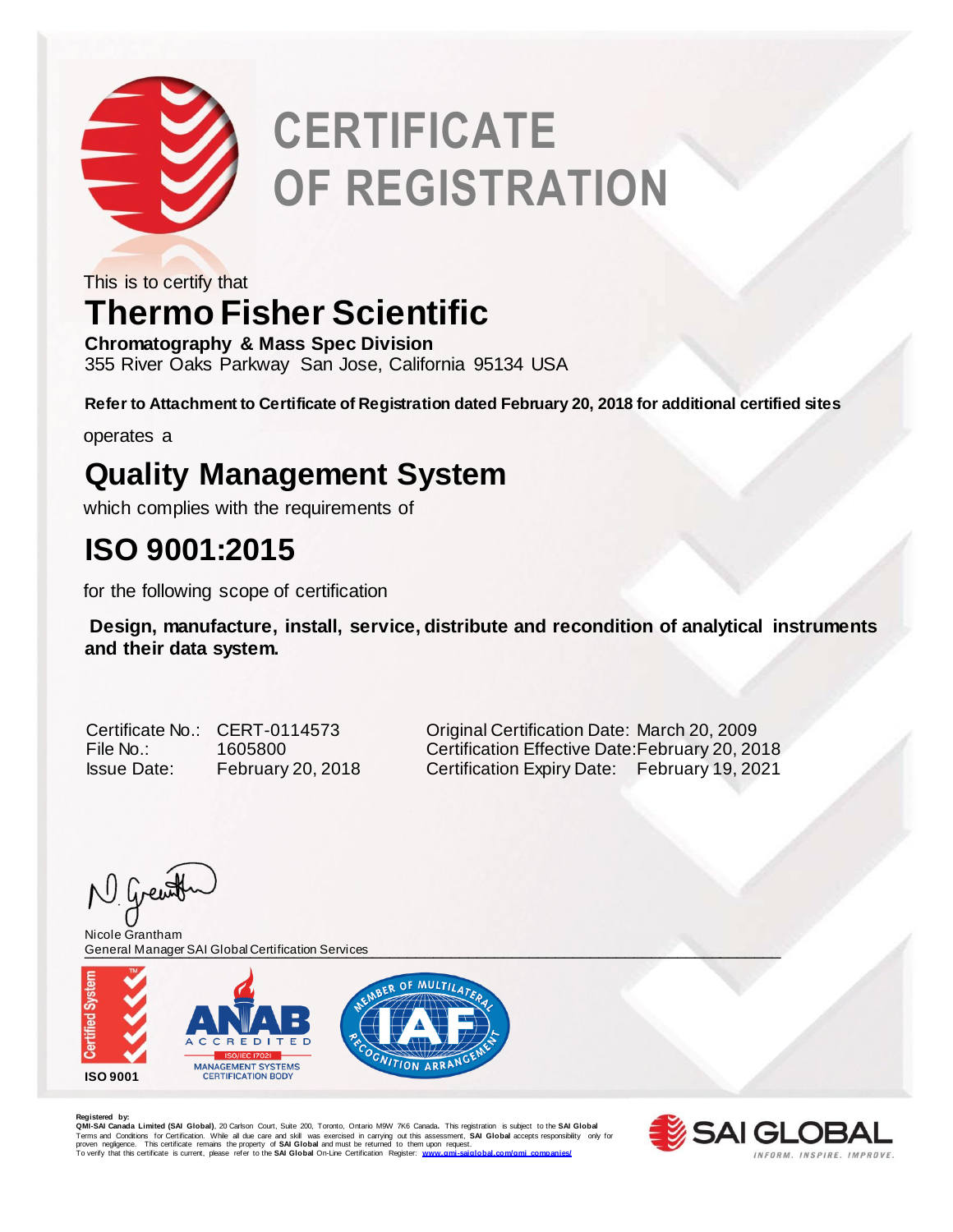# CERTIFICATE OF REGISTRATION

This is to certify that

## Thermo Fisher Scientific

**Chromatography & Mass Spec Division**
355 River Oaks Parkway San Jose, California 95134 USA

**Refer to Attachment to Certificate of Registration dated February 20, 2018 for additional certified sites**

operates a

## Quality Management System

which complies with the requirements of

## ISO 9001:2015

for the following scope of certification

**Design, manufacture, install, service, distribute and recondition of analytical instruments and their data system.**

| | | | |
|---|---|---|---|
| Certificate No.: | CERT-0114573 | Original Certification Date: | March 20, 2009 |
| File No.: | 1605800 | Certification Effective Date: | February 20, 2018 |
| Issue Date: | February 20, 2018 | Certification Expiry Date: | February 19, 2021 |

Nicole Grantham
General Manager SAI Global Certification Services

Certified System ISO 9001

ANAB ACCREDITED ISO/IEC 17021 MANAGEMENT SYSTEMS CERTIFICATION BODY

MEMBER OF MULTILATERAL RECOGNITION ARRANGEMENT IAF

**Registered by:**
**QMI-SAI Canada Limited (SAI Global)**, 20 Carlson Court, Suite 200, Toronto, Ontario M9W 7K6 Canada. This registration is subject to the **SAI Global** Terms and Conditions for Certification. While all due care and skill was exercised in carrying out this assessment, **SAI Global** accepts responsibility only for proven negligence. This certificate remains the property of **SAI Global** and must be returned to them upon request.
To verify that this certificate is current, please refer to the **SAI Global** On-Line Certification Register: www.qmi-saiglobal.com/qmi_companies/

SAI GLOBAL
INFORM. INSPIRE. IMPROVE.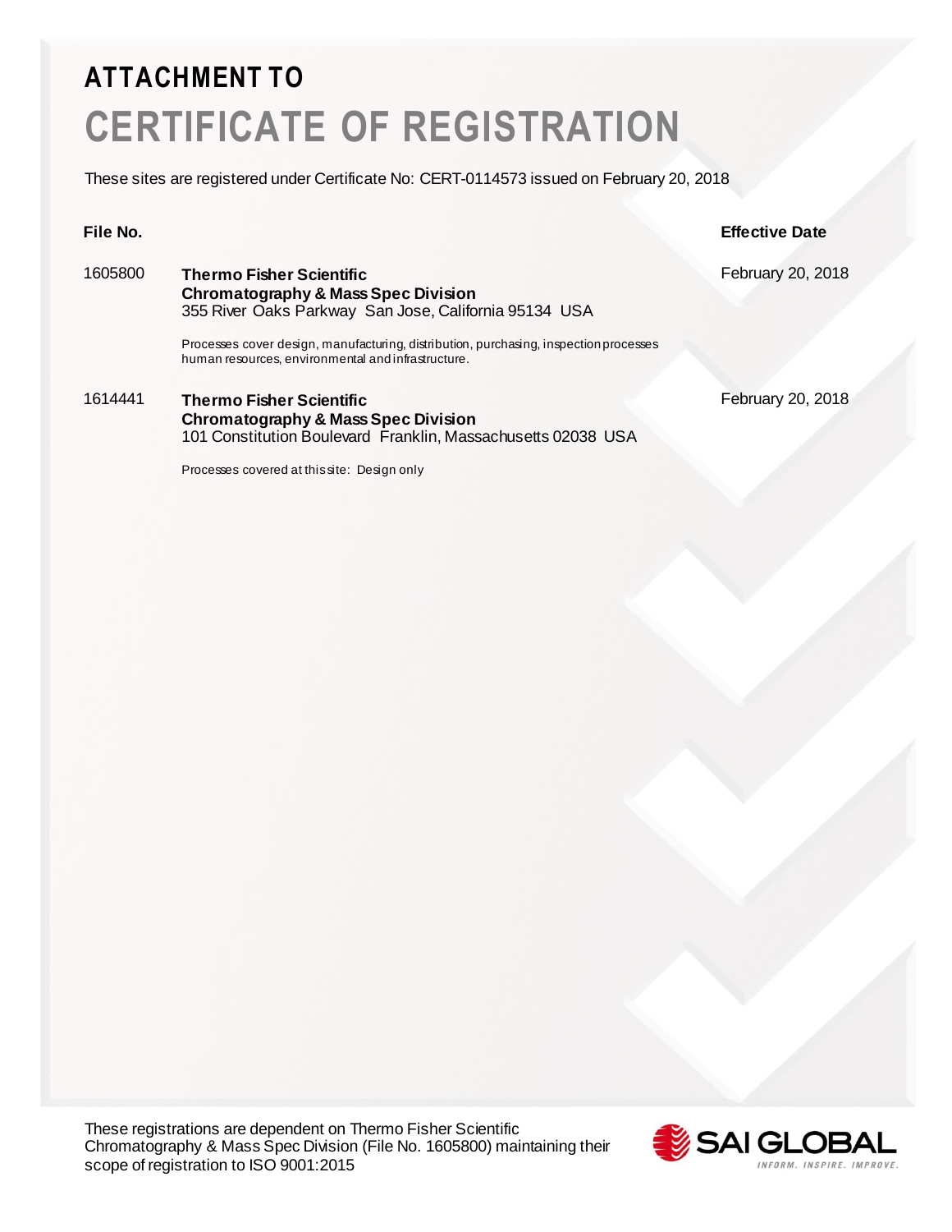## ATTACHMENT TO

# CERTIFICATE OF REGISTRATION

These sites are registered under Certificate No: CERT-0114573 issued on February 20, 2018

| File No. | | Effective Date |
|---|---|---|
| 1605800 | **Thermo Fisher Scientific**<br>**Chromatography & Mass Spec Division**<br>355 River Oaks Parkway San Jose, California 95134 USA<br><br>Processes cover design, manufacturing, distribution, purchasing, inspection processes human resources, environmental and infrastructure. | February 20, 2018 |
| 1614441 | **Thermo Fisher Scientific**<br>**Chromatography & Mass Spec Division**<br>101 Constitution Boulevard Franklin, Massachusetts 02038 USA<br><br>Processes covered at this site: Design only | February 20, 2018 |

These registrations are dependent on Thermo Fisher Scientific Chromatography & Mass Spec Division (File No. 1605800) maintaining their scope of registration to ISO 9001:2015

SAI GLOBAL
INFORM. INSPIRE. IMPROVE.